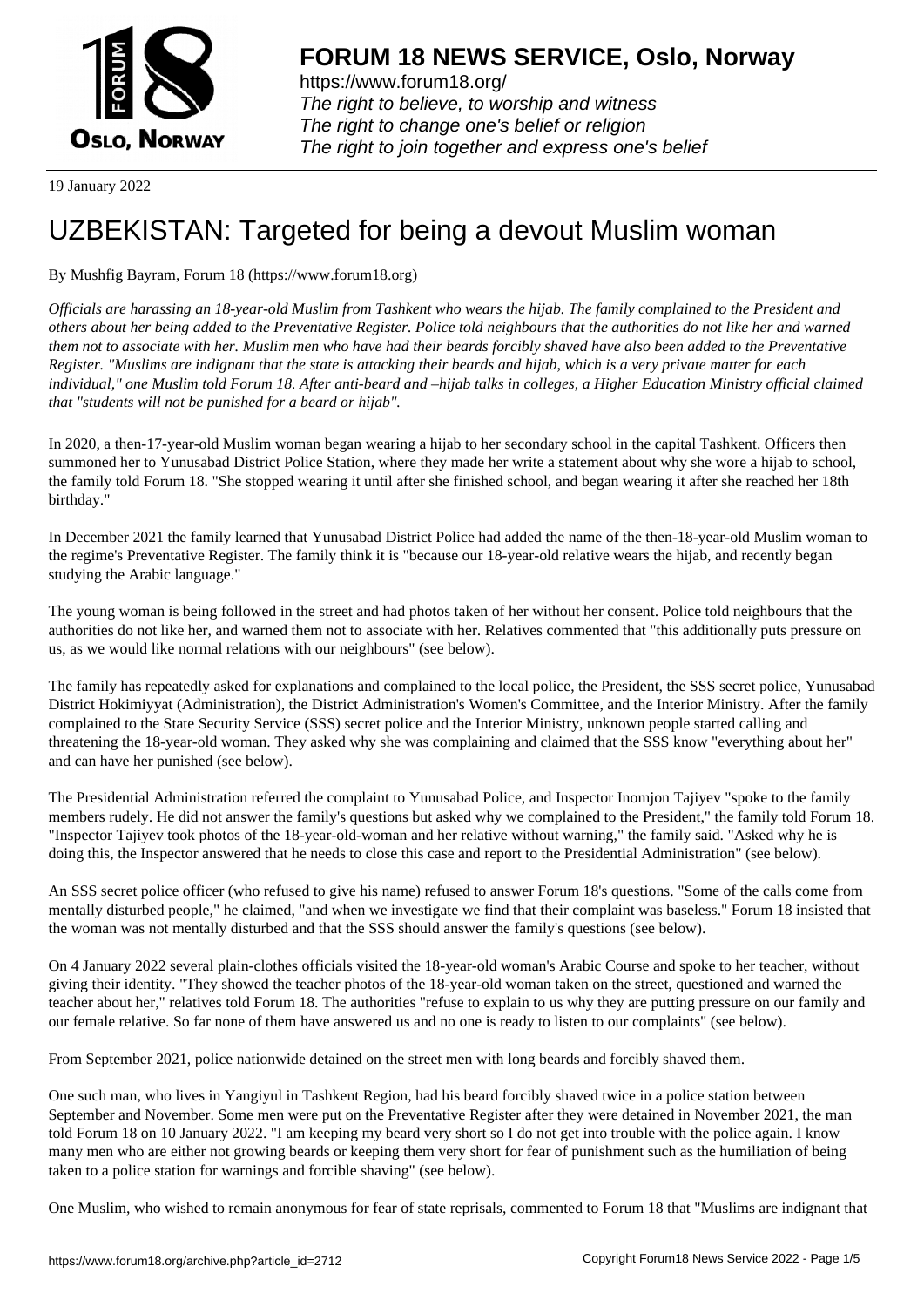**FORUM 18 NEWS SERVICE, Oslo, Norway**

https://www.forum18.org/
*The right to believe, to worship and witness*
*The right to change one's belief or religion*
*The right to join together and express one's belief*

19 January 2022

# UZBEKISTAN: Targeted for being a devout Muslim woman

By Mushfig Bayram, Forum 18 (https://www.forum18.org)

*Officials are harassing an 18-year-old Muslim from Tashkent who wears the hijab. The family complained to the President and others about her being added to the Preventative Register. Police told neighbours that the authorities do not like her and warned them not to associate with her. Muslim men who have had their beards forcibly shaved have also been added to the Preventative Register. "Muslims are indignant that the state is attacking their beards and hijab, which is a very private matter for each individual," one Muslim told Forum 18. After anti-beard and –hijab talks in colleges, a Higher Education Ministry official claimed that "students will not be punished for a beard or hijab".*

In 2020, a then-17-year-old Muslim woman began wearing a hijab to her secondary school in the capital Tashkent. Officers then summoned her to Yunusabad District Police Station, where they made her write a statement about why she wore a hijab to school, the family told Forum 18. "She stopped wearing it until after she finished school, and began wearing it after she reached her 18th birthday."

In December 2021 the family learned that Yunusabad District Police had added the name of the then-18-year-old Muslim woman to the regime's Preventative Register. The family think it is "because our 18-year-old relative wears the hijab, and recently began studying the Arabic language."

The young woman is being followed in the street and had photos taken of her without her consent. Police told neighbours that the authorities do not like her, and warned them not to associate with her. Relatives commented that "this additionally puts pressure on us, as we would like normal relations with our neighbours" (see below).

The family has repeatedly asked for explanations and complained to the local police, the President, the SSS secret police, Yunusabad District Hokimiyyat (Administration), the District Administration's Women's Committee, and the Interior Ministry. After the family complained to the State Security Service (SSS) secret police and the Interior Ministry, unknown people started calling and threatening the 18-year-old woman. They asked why she was complaining and claimed that the SSS know "everything about her" and can have her punished (see below).

The Presidential Administration referred the complaint to Yunusabad Police, and Inspector Inomjon Tajiyev "spoke to the family members rudely. He did not answer the family's questions but asked why we complained to the President," the family told Forum 18. "Inspector Tajiyev took photos of the 18-year-old-woman and her relative without warning," the family said. "Asked why he is doing this, the Inspector answered that he needs to close this case and report to the Presidential Administration" (see below).

An SSS secret police officer (who refused to give his name) refused to answer Forum 18's questions. "Some of the calls come from mentally disturbed people," he claimed, "and when we investigate we find that their complaint was baseless." Forum 18 insisted that the woman was not mentally disturbed and that the SSS should answer the family's questions (see below).

On 4 January 2022 several plain-clothes officials visited the 18-year-old woman's Arabic Course and spoke to her teacher, without giving their identity. "They showed the teacher photos of the 18-year-old woman taken on the street, questioned and warned the teacher about her," relatives told Forum 18. The authorities "refuse to explain to us why they are putting pressure on our family and our female relative. So far none of them have answered us and no one is ready to listen to our complaints" (see below).

From September 2021, police nationwide detained on the street men with long beards and forcibly shaved them.

One such man, who lives in Yangiyul in Tashkent Region, had his beard forcibly shaved twice in a police station between September and November. Some men were put on the Preventative Register after they were detained in November 2021, the man told Forum 18 on 10 January 2022. "I am keeping my beard very short so I do not get into trouble with the police again. I know many men who are either not growing beards or keeping them very short for fear of punishment such as the humiliation of being taken to a police station for warnings and forcible shaving" (see below).

One Muslim, who wished to remain anonymous for fear of state reprisals, commented to Forum 18 that "Muslims are indignant that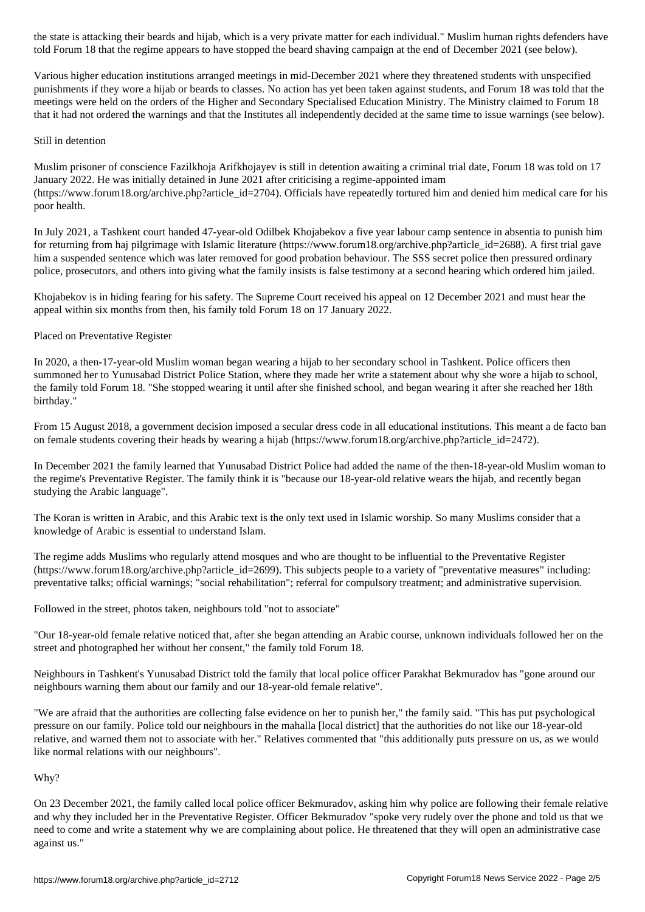the state is attacking their beards and hijab, which is a very private matter for each individual." Muslim human rights defenders have told Forum 18 that the regime appears to have stopped the beard shaving campaign at the end of December 2021 (see below).

Various higher education institutions arranged meetings in mid-December 2021 where they threatened students with unspecified punishments if they wore a hijab or beards to classes. No action has yet been taken against students, and Forum 18 was told that the meetings were held on the orders of the Higher and Secondary Specialised Education Ministry. The Ministry claimed to Forum 18 that it had not ordered the warnings and that the Institutes all independently decided at the same time to issue warnings (see below).

## Still in detention

Muslim prisoner of conscience Fazilkhoja Arifkhojayev is still in detention awaiting a criminal trial date, Forum 18 was told on 17 January 2022. He was initially detained in June 2021 after criticising a regime-appointed imam (https://www.forum18.org/archive.php?article_id=2704). Officials have repeatedly tortured him and denied him medical care for his poor health.

In July 2021, a Tashkent court handed 47-year-old Odilbek Khojabekov a five year labour camp sentence in absentia to punish him for returning from haj pilgrimage with Islamic literature (https://www.forum18.org/archive.php?article_id=2688). A first trial gave him a suspended sentence which was later removed for good probation behaviour. The SSS secret police then pressured ordinary police, prosecutors, and others into giving what the family insists is false testimony at a second hearing which ordered him jailed.

Khojabekov is in hiding fearing for his safety. The Supreme Court received his appeal on 12 December 2021 and must hear the appeal within six months from then, his family told Forum 18 on 17 January 2022.

## Placed on Preventative Register

In 2020, a then-17-year-old Muslim woman began wearing a hijab to her secondary school in Tashkent. Police officers then summoned her to Yunusabad District Police Station, where they made her write a statement about why she wore a hijab to school, the family told Forum 18. "She stopped wearing it until after she finished school, and began wearing it after she reached her 18th birthday."

From 15 August 2018, a government decision imposed a secular dress code in all educational institutions. This meant a de facto ban on female students covering their heads by wearing a hijab (https://www.forum18.org/archive.php?article_id=2472).

In December 2021 the family learned that Yunusabad District Police had added the name of the then-18-year-old Muslim woman to the regime's Preventative Register. The family think it is "because our 18-year-old relative wears the hijab, and recently began studying the Arabic language".

The Koran is written in Arabic, and this Arabic text is the only text used in Islamic worship. So many Muslims consider that a knowledge of Arabic is essential to understand Islam.

The regime adds Muslims who regularly attend mosques and who are thought to be influential to the Preventative Register (https://www.forum18.org/archive.php?article_id=2699). This subjects people to a variety of "preventative measures" including: preventative talks; official warnings; "social rehabilitation"; referral for compulsory treatment; and administrative supervision.

## Followed in the street, photos taken, neighbours told "not to associate"

"Our 18-year-old female relative noticed that, after she began attending an Arabic course, unknown individuals followed her on the street and photographed her without her consent," the family told Forum 18.

Neighbours in Tashkent's Yunusabad District told the family that local police officer Parakhat Bekmuradov has "gone around our neighbours warning them about our family and our 18-year-old female relative".

"We are afraid that the authorities are collecting false evidence on her to punish her," the family said. "This has put psychological pressure on our family. Police told our neighbours in the mahalla [local district] that the authorities do not like our 18-year-old relative, and warned them not to associate with her." Relatives commented that "this additionally puts pressure on us, as we would like normal relations with our neighbours".

## Why?

On 23 December 2021, the family called local police officer Bekmuradov, asking him why police are following their female relative and why they included her in the Preventative Register. Officer Bekmuradov "spoke very rudely over the phone and told us that we need to come and write a statement why we are complaining about police. He threatened that they will open an administrative case against us."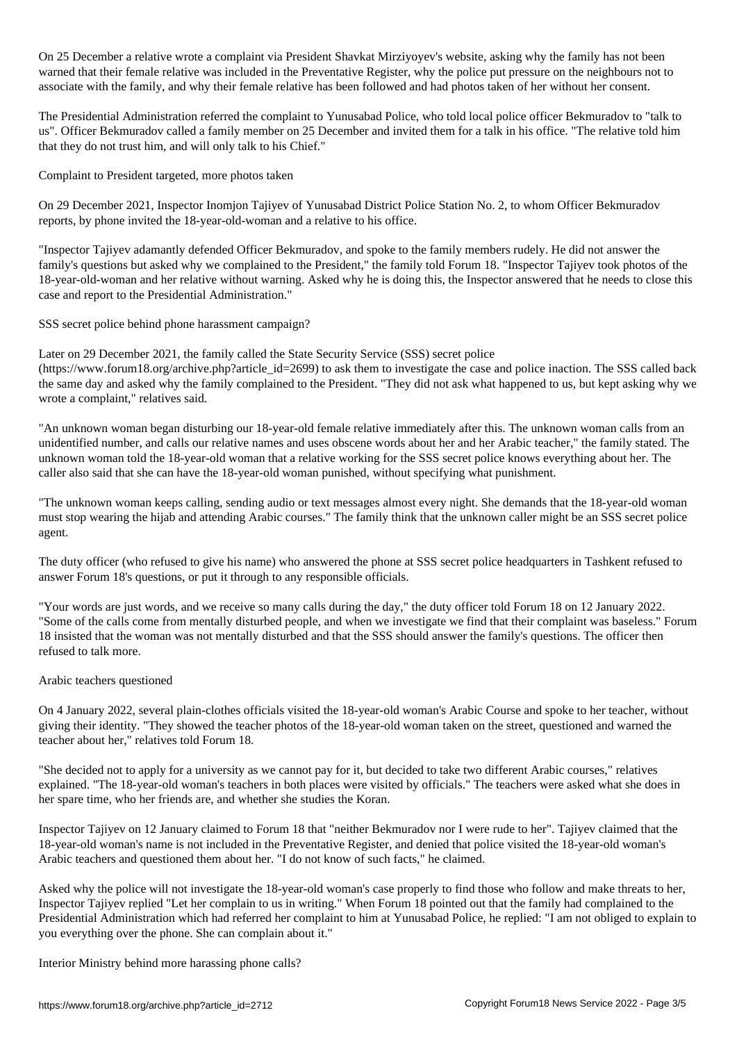On 25 December a relative wrote a complaint via President Shavkat Mirziyoyev's website, asking why the family has not been warned that their female relative was included in the Preventative Register, why the police put pressure on the neighbours not to associate with the family, and why their female relative has been followed and had photos taken of her without her consent.

The Presidential Administration referred the complaint to Yunusabad Police, who told local police officer Bekmuradov to "talk to us". Officer Bekmuradov called a family member on 25 December and invited them for a talk in his office. "The relative told him that they do not trust him, and will only talk to his Chief."

## Complaint to President targeted, more photos taken

On 29 December 2021, Inspector Inomjon Tajiyev of Yunusabad District Police Station No. 2, to whom Officer Bekmuradov reports, by phone invited the 18-year-old-woman and a relative to his office.

"Inspector Tajiyev adamantly defended Officer Bekmuradov, and spoke to the family members rudely. He did not answer the family's questions but asked why we complained to the President," the family told Forum 18. "Inspector Tajiyev took photos of the 18-year-old-woman and her relative without warning. Asked why he is doing this, the Inspector answered that he needs to close this case and report to the Presidential Administration."

## SSS secret police behind phone harassment campaign?

Later on 29 December 2021, the family called the State Security Service (SSS) secret police (https://www.forum18.org/archive.php?article_id=2699) to ask them to investigate the case and police inaction. The SSS called back the same day and asked why the family complained to the President. "They did not ask what happened to us, but kept asking why we wrote a complaint," relatives said.

"An unknown woman began disturbing our 18-year-old female relative immediately after this. The unknown woman calls from an unidentified number, and calls our relative names and uses obscene words about her and her Arabic teacher," the family stated. The unknown woman told the 18-year-old woman that a relative working for the SSS secret police knows everything about her. The caller also said that she can have the 18-year-old woman punished, without specifying what punishment.

"The unknown woman keeps calling, sending audio or text messages almost every night. She demands that the 18-year-old woman must stop wearing the hijab and attending Arabic courses." The family think that the unknown caller might be an SSS secret police agent.

The duty officer (who refused to give his name) who answered the phone at SSS secret police headquarters in Tashkent refused to answer Forum 18's questions, or put it through to any responsible officials.

"Your words are just words, and we receive so many calls during the day," the duty officer told Forum 18 on 12 January 2022. "Some of the calls come from mentally disturbed people, and when we investigate we find that their complaint was baseless." Forum 18 insisted that the woman was not mentally disturbed and that the SSS should answer the family's questions. The officer then refused to talk more.

## Arabic teachers questioned

On 4 January 2022, several plain-clothes officials visited the 18-year-old woman's Arabic Course and spoke to her teacher, without giving their identity. "They showed the teacher photos of the 18-year-old woman taken on the street, questioned and warned the teacher about her," relatives told Forum 18.

"She decided not to apply for a university as we cannot pay for it, but decided to take two different Arabic courses," relatives explained. "The 18-year-old woman's teachers in both places were visited by officials." The teachers were asked what she does in her spare time, who her friends are, and whether she studies the Koran.

Inspector Tajiyev on 12 January claimed to Forum 18 that "neither Bekmuradov nor I were rude to her". Tajiyev claimed that the 18-year-old woman's name is not included in the Preventative Register, and denied that police visited the 18-year-old woman's Arabic teachers and questioned them about her. "I do not know of such facts," he claimed.

Asked why the police will not investigate the 18-year-old woman's case properly to find those who follow and make threats to her, Inspector Tajiyev replied "Let her complain to us in writing." When Forum 18 pointed out that the family had complained to the Presidential Administration which had referred her complaint to him at Yunusabad Police, he replied: "I am not obliged to explain to you everything over the phone. She can complain about it."

## Interior Ministry behind more harassing phone calls?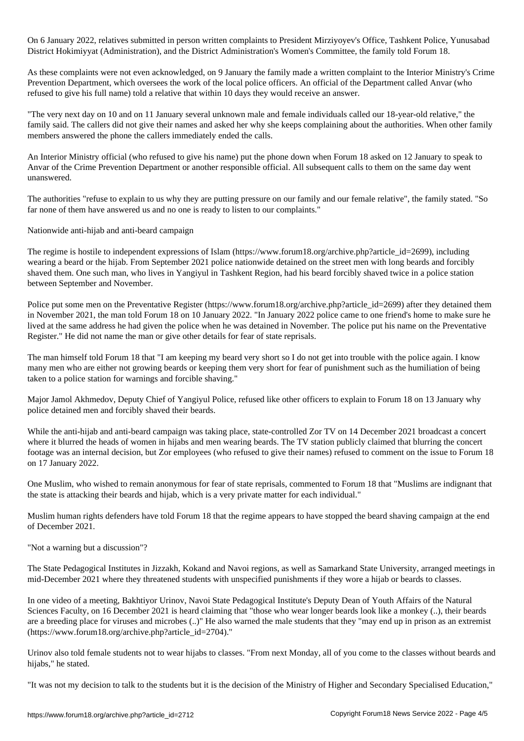On 6 January 2022, relatives submitted in person written complaints to President Mirziyoyev's Office, Tashkent Police, Yunusabad District Hokimiyyat (Administration), and the District Administration's Women's Committee, the family told Forum 18.

As these complaints were not even acknowledged, on 9 January the family made a written complaint to the Interior Ministry's Crime Prevention Department, which oversees the work of the local police officers. An official of the Department called Anvar (who refused to give his full name) told a relative that within 10 days they would receive an answer.

"The very next day on 10 and on 11 January several unknown male and female individuals called our 18-year-old relative," the family said. The callers did not give their names and asked her why she keeps complaining about the authorities. When other family members answered the phone the callers immediately ended the calls.

An Interior Ministry official (who refused to give his name) put the phone down when Forum 18 asked on 12 January to speak to Anvar of the Crime Prevention Department or another responsible official. All subsequent calls to them on the same day went unanswered.

The authorities "refuse to explain to us why they are putting pressure on our family and our female relative", the family stated. "So far none of them have answered us and no one is ready to listen to our complaints."

## Nationwide anti-hijab and anti-beard campaign

The regime is hostile to independent expressions of Islam (https://www.forum18.org/archive.php?article_id=2699), including wearing a beard or the hijab. From September 2021 police nationwide detained on the street men with long beards and forcibly shaved them. One such man, who lives in Yangiyul in Tashkent Region, had his beard forcibly shaved twice in a police station between September and November.

Police put some men on the Preventative Register (https://www.forum18.org/archive.php?article_id=2699) after they detained them in November 2021, the man told Forum 18 on 10 January 2022. "In January 2022 police came to one friend's home to make sure he lived at the same address he had given the police when he was detained in November. The police put his name on the Preventative Register." He did not name the man or give other details for fear of state reprisals.

The man himself told Forum 18 that "I am keeping my beard very short so I do not get into trouble with the police again. I know many men who are either not growing beards or keeping them very short for fear of punishment such as the humiliation of being taken to a police station for warnings and forcible shaving."

Major Jamol Akhmedov, Deputy Chief of Yangiyul Police, refused like other officers to explain to Forum 18 on 13 January why police detained men and forcibly shaved their beards.

While the anti-hijab and anti-beard campaign was taking place, state-controlled Zor TV on 14 December 2021 broadcast a concert where it blurred the heads of women in hijabs and men wearing beards. The TV station publicly claimed that blurring the concert footage was an internal decision, but Zor employees (who refused to give their names) refused to comment on the issue to Forum 18 on 17 January 2022.

One Muslim, who wished to remain anonymous for fear of state reprisals, commented to Forum 18 that "Muslims are indignant that the state is attacking their beards and hijab, which is a very private matter for each individual."

Muslim human rights defenders have told Forum 18 that the regime appears to have stopped the beard shaving campaign at the end of December 2021.

## "Not a warning but a discussion"?

The State Pedagogical Institutes in Jizzakh, Kokand and Navoi regions, as well as Samarkand State University, arranged meetings in mid-December 2021 where they threatened students with unspecified punishments if they wore a hijab or beards to classes.

In one video of a meeting, Bakhtiyor Urinov, Navoi State Pedagogical Institute's Deputy Dean of Youth Affairs of the Natural Sciences Faculty, on 16 December 2021 is heard claiming that "those who wear longer beards look like a monkey (..), their beards are a breeding place for viruses and microbes (..)" He also warned the male students that they "may end up in prison as an extremist (https://www.forum18.org/archive.php?article_id=2704)."

Urinov also told female students not to wear hijabs to classes. "From next Monday, all of you come to the classes without beards and hijabs," he stated.

"It was not my decision to talk to the students but it is the decision of the Ministry of Higher and Secondary Specialised Education,"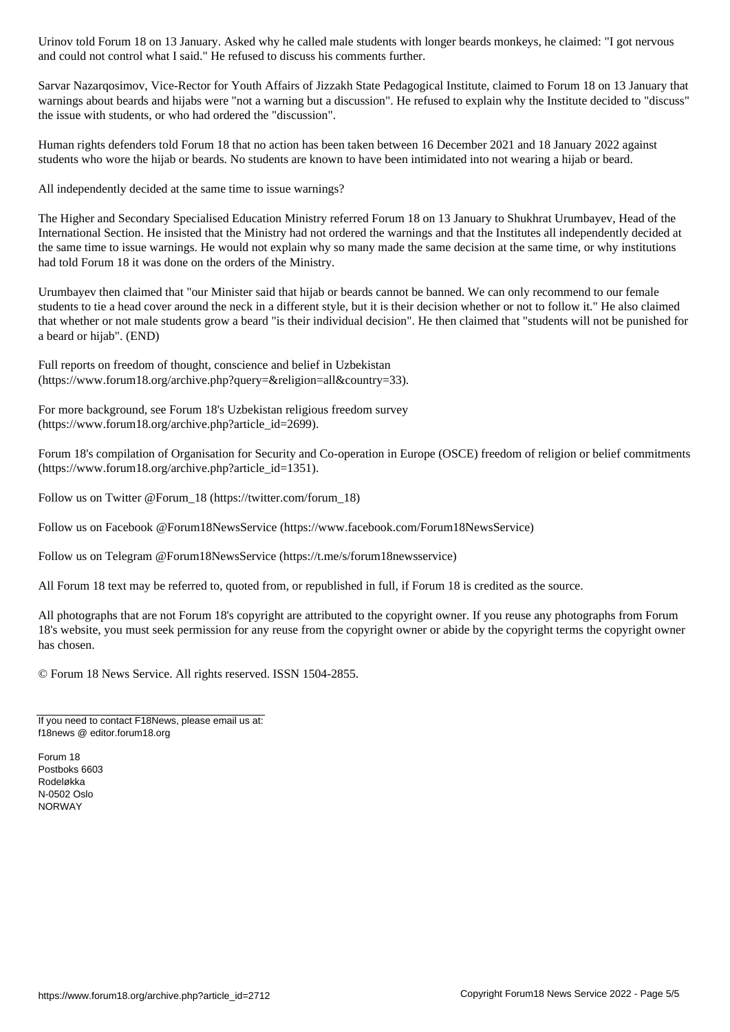Urinov told Forum 18 on 13 January. Asked why he called male students with longer beards monkeys, he claimed: "I got nervous and could not control what I said." He refused to discuss his comments further.

Sarvar Nazarqosimov, Vice-Rector for Youth Affairs of Jizzakh State Pedagogical Institute, claimed to Forum 18 on 13 January that warnings about beards and hijabs were "not a warning but a discussion". He refused to explain why the Institute decided to "discuss" the issue with students, or who had ordered the "discussion".

Human rights defenders told Forum 18 that no action has been taken between 16 December 2021 and 18 January 2022 against students who wore the hijab or beards. No students are known to have been intimidated into not wearing a hijab or beard.

## All independently decided at the same time to issue warnings?

The Higher and Secondary Specialised Education Ministry referred Forum 18 on 13 January to Shukhrat Urumbayev, Head of the International Section. He insisted that the Ministry had not ordered the warnings and that the Institutes all independently decided at the same time to issue warnings. He would not explain why so many made the same decision at the same time, or why institutions had told Forum 18 it was done on the orders of the Ministry.

Urumbayev then claimed that "our Minister said that hijab or beards cannot be banned. We can only recommend to our female students to tie a head cover around the neck in a different style, but it is their decision whether or not to follow it." He also claimed that whether or not male students grow a beard "is their individual decision". He then claimed that "students will not be punished for a beard or hijab". (END)

Full reports on freedom of thought, conscience and belief in Uzbekistan (https://www.forum18.org/archive.php?query=&religion=all&country=33).

For more background, see Forum 18's Uzbekistan religious freedom survey (https://www.forum18.org/archive.php?article_id=2699).

Forum 18's compilation of Organisation for Security and Co-operation in Europe (OSCE) freedom of religion or belief commitments (https://www.forum18.org/archive.php?article_id=1351).

Follow us on Twitter @Forum_18 (https://twitter.com/forum_18)

Follow us on Facebook @Forum18NewsService (https://www.facebook.com/Forum18NewsService)

Follow us on Telegram @Forum18NewsService (https://t.me/s/forum18newsservice)

All Forum 18 text may be referred to, quoted from, or republished in full, if Forum 18 is credited as the source.

All photographs that are not Forum 18's copyright are attributed to the copyright owner. If you reuse any photographs from Forum 18's website, you must seek permission for any reuse from the copyright owner or abide by the copyright terms the copyright owner has chosen.

© Forum 18 News Service. All rights reserved. ISSN 1504-2855.

If you need to contact F18News, please email us at:
f18news @ editor.forum18.org

Forum 18
Postboks 6603
Rodeløkka
N-0502 Oslo
NORWAY